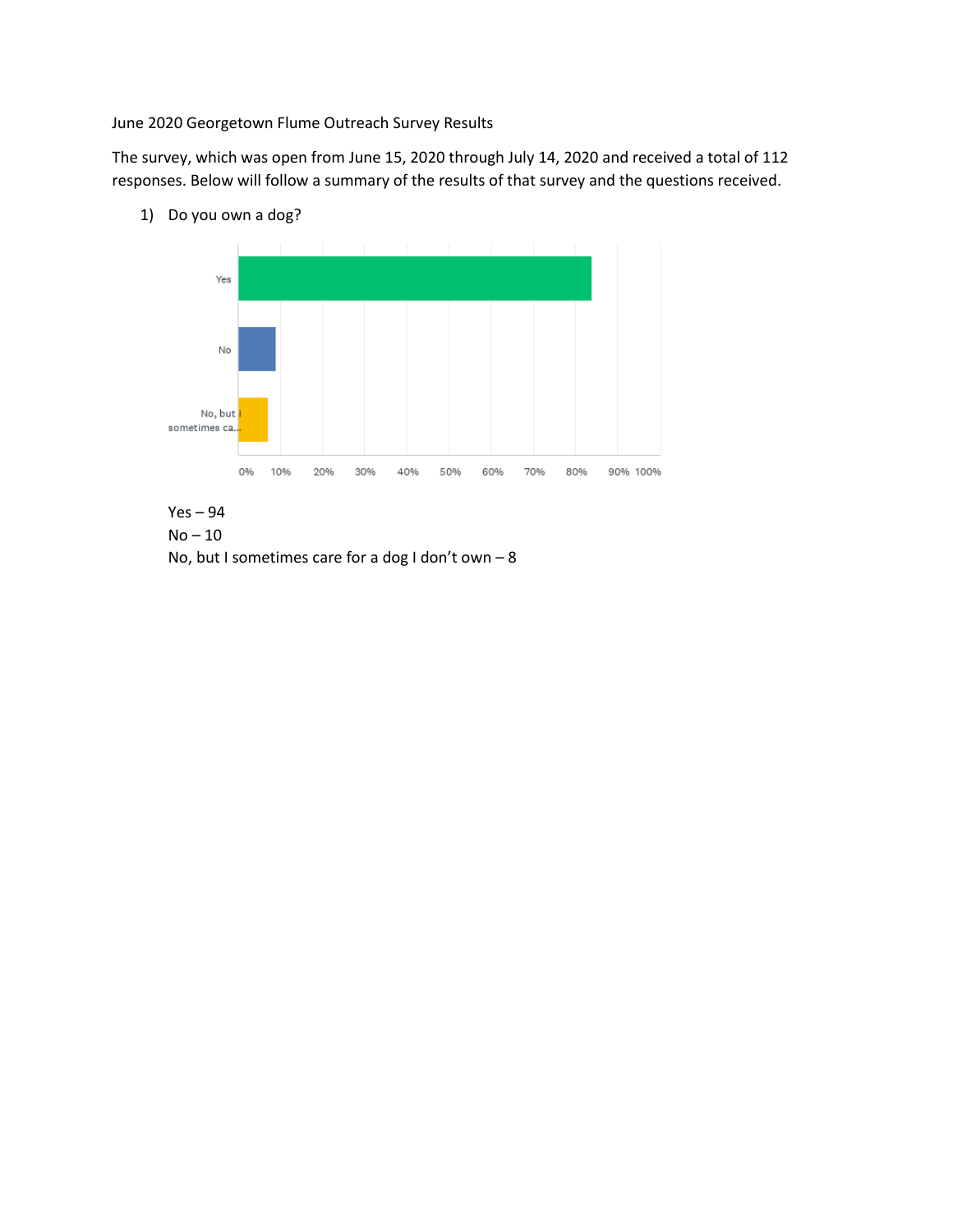June 2020 Georgetown Flume Outreach Survey Results

The survey, which was open from June 15, 2020 through July 14, 2020 and received a total of 112 responses. Below will follow a summary of the results of that survey and the questions received.

1) Do you own a dog?

Yes – 94
No – 10
No, but I sometimes care for a dog I don't own – 8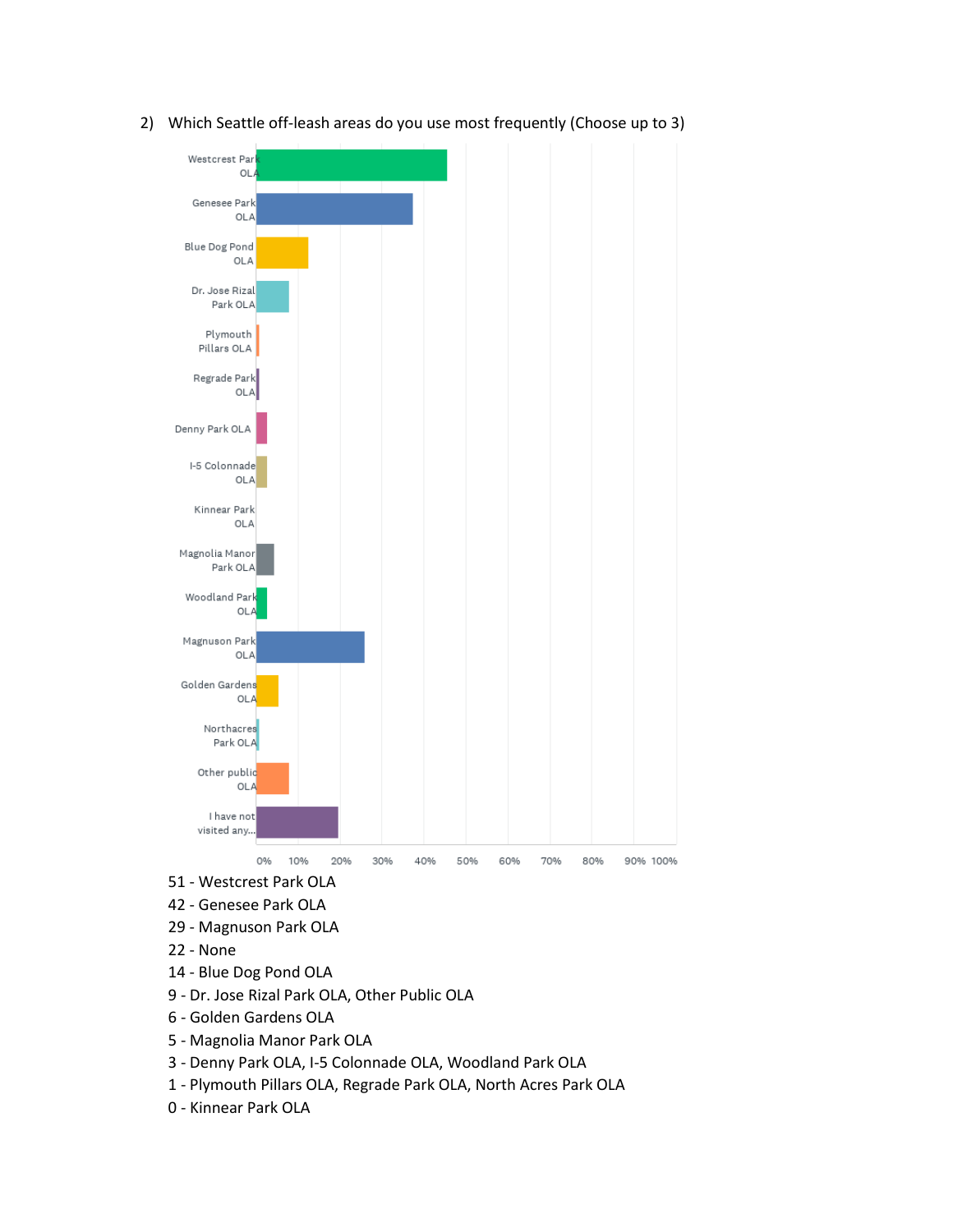2) Which Seattle off-leash areas do you use most frequently (Choose up to 3)

51 - Westcrest Park OLA
42 - Genesee Park OLA
29 - Magnuson Park OLA
22 - None
14 - Blue Dog Pond OLA
9 - Dr. Jose Rizal Park OLA, Other Public OLA
6 - Golden Gardens OLA
5 - Magnolia Manor Park OLA
3 - Denny Park OLA, I-5 Colonnade OLA, Woodland Park OLA
1 - Plymouth Pillars OLA, Regrade Park OLA, North Acres Park OLA
0 - Kinnear Park OLA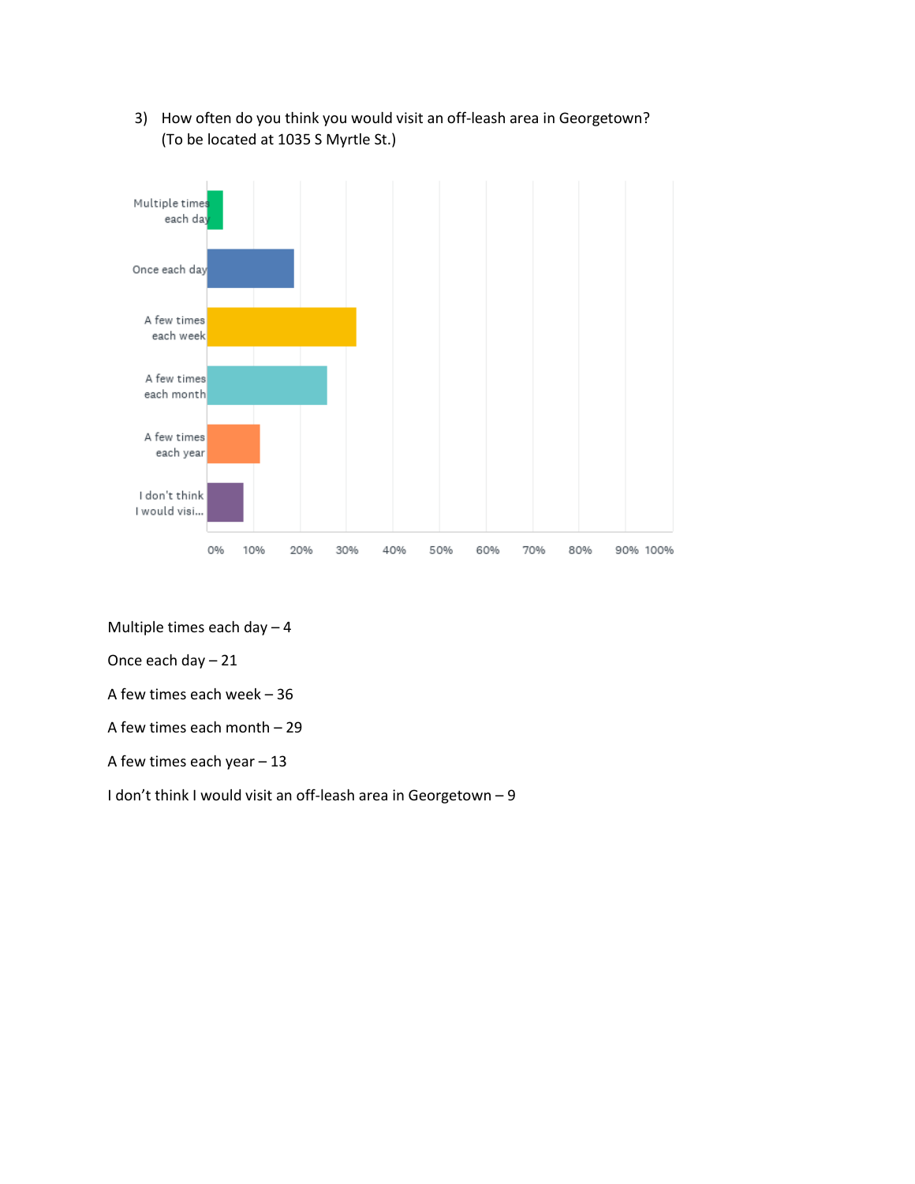3) How often do you think you would visit an off-leash area in Georgetown? (To be located at 1035 S Myrtle St.)

Multiple times each day – 4

Once each day – 21

A few times each week – 36

A few times each month – 29

A few times each year – 13

I don't think I would visit an off-leash area in Georgetown – 9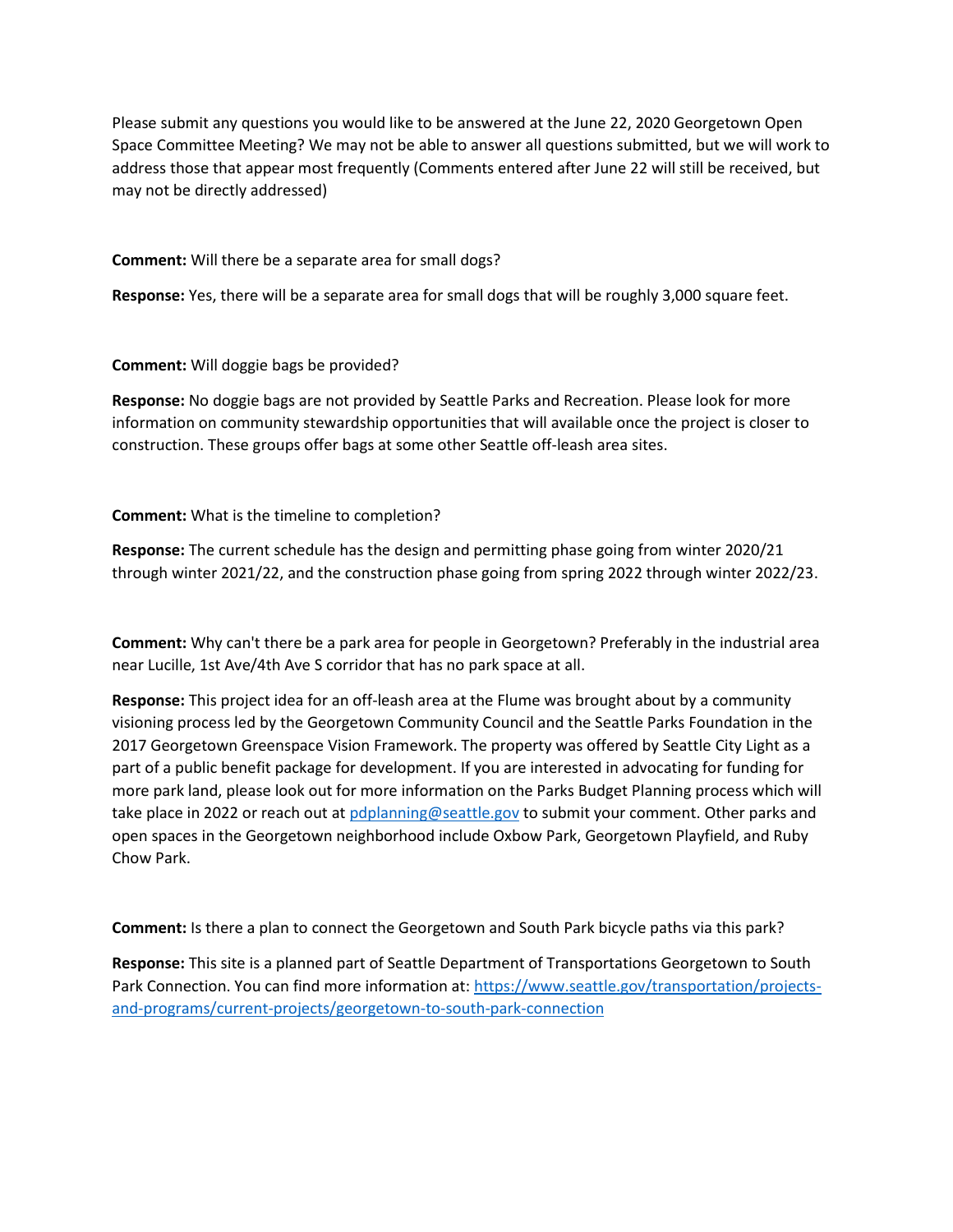Please submit any questions you would like to be answered at the June 22, 2020 Georgetown Open Space Committee Meeting? We may not be able to answer all questions submitted, but we will work to address those that appear most frequently (Comments entered after June 22 will still be received, but may not be directly addressed)

**Comment:** Will there be a separate area for small dogs?

**Response:** Yes, there will be a separate area for small dogs that will be roughly 3,000 square feet.

**Comment:** Will doggie bags be provided?

**Response:** No doggie bags are not provided by Seattle Parks and Recreation. Please look for more information on community stewardship opportunities that will available once the project is closer to construction. These groups offer bags at some other Seattle off-leash area sites.

**Comment:** What is the timeline to completion?

**Response:** The current schedule has the design and permitting phase going from winter 2020/21 through winter 2021/22, and the construction phase going from spring 2022 through winter 2022/23.

**Comment:** Why can't there be a park area for people in Georgetown? Preferably in the industrial area near Lucille, 1st Ave/4th Ave S corridor that has no park space at all.

**Response:** This project idea for an off-leash area at the Flume was brought about by a community visioning process led by the Georgetown Community Council and the Seattle Parks Foundation in the 2017 Georgetown Greenspace Vision Framework. The property was offered by Seattle City Light as a part of a public benefit package for development. If you are interested in advocating for funding for more park land, please look out for more information on the Parks Budget Planning process which will take place in 2022 or reach out at [pdplanning@seattle.gov](mailto:pdplanning@seattle.gov) to submit your comment. Other parks and open spaces in the Georgetown neighborhood include Oxbow Park, Georgetown Playfield, and Ruby Chow Park.

**Comment:** Is there a plan to connect the Georgetown and South Park bicycle paths via this park?

**Response:** This site is a planned part of Seattle Department of Transportations Georgetown to South Park Connection. You can find more information at: [https://www.seattle.gov/transportation/projects-and-programs/current-projects/georgetown-to-south-park-connection](https://www.seattle.gov/transportation/projects-and-programs/current-projects/georgetown-to-south-park-connection)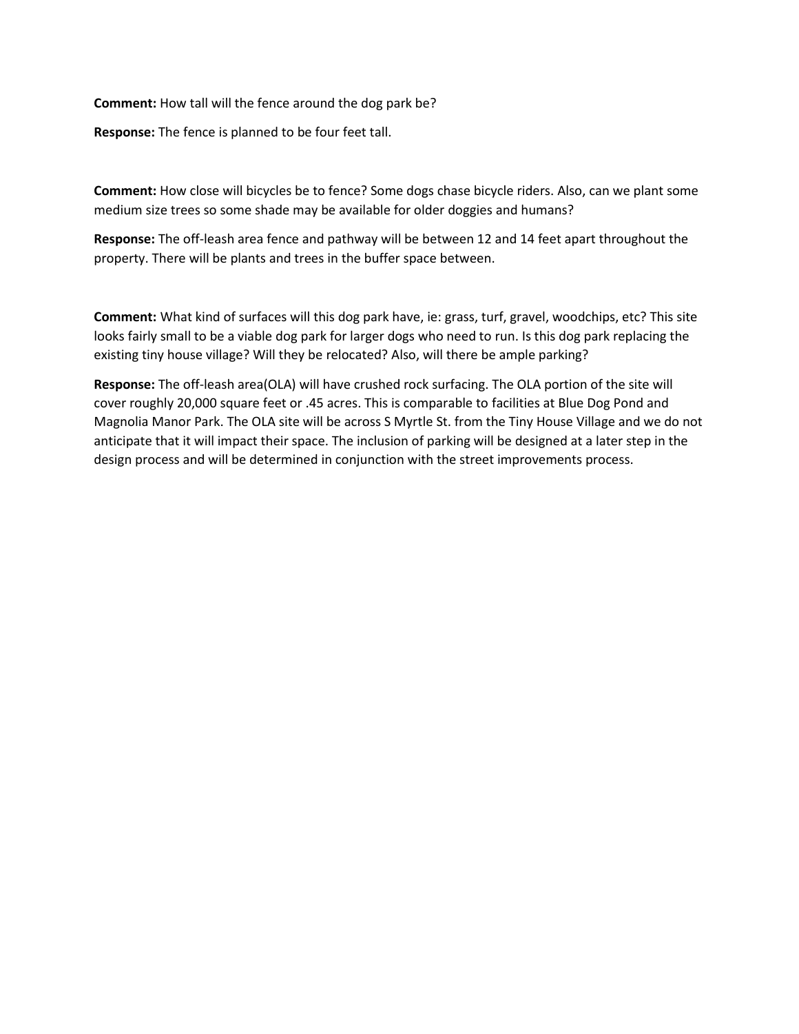**Comment:** How tall will the fence around the dog park be?

**Response:** The fence is planned to be four feet tall.

**Comment:** How close will bicycles be to fence? Some dogs chase bicycle riders. Also, can we plant some medium size trees so some shade may be available for older doggies and humans?

**Response:** The off-leash area fence and pathway will be between 12 and 14 feet apart throughout the property. There will be plants and trees in the buffer space between.

**Comment:** What kind of surfaces will this dog park have, ie: grass, turf, gravel, woodchips, etc? This site looks fairly small to be a viable dog park for larger dogs who need to run. Is this dog park replacing the existing tiny house village? Will they be relocated? Also, will there be ample parking?

**Response:** The off-leash area(OLA) will have crushed rock surfacing. The OLA portion of the site will cover roughly 20,000 square feet or .45 acres. This is comparable to facilities at Blue Dog Pond and Magnolia Manor Park. The OLA site will be across S Myrtle St. from the Tiny House Village and we do not anticipate that it will impact their space. The inclusion of parking will be designed at a later step in the design process and will be determined in conjunction with the street improvements process.